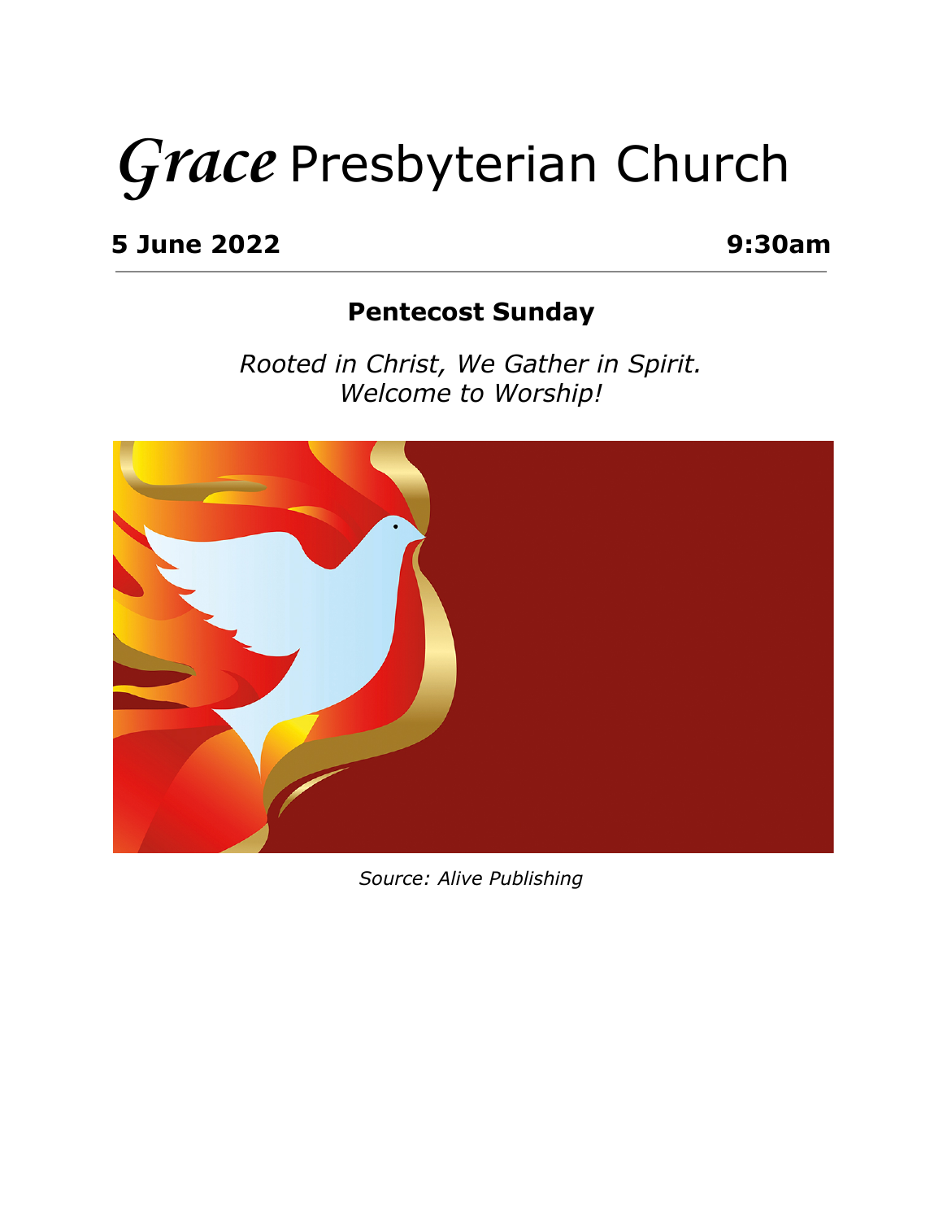# *Grace* Presbyterian Church

**5 June 2022** **9:30am**

---

## Pentecost Sunday

*Rooted in Christ, We Gather in Spirit.*
*Welcome to Worship!*

*Source: Alive Publishing*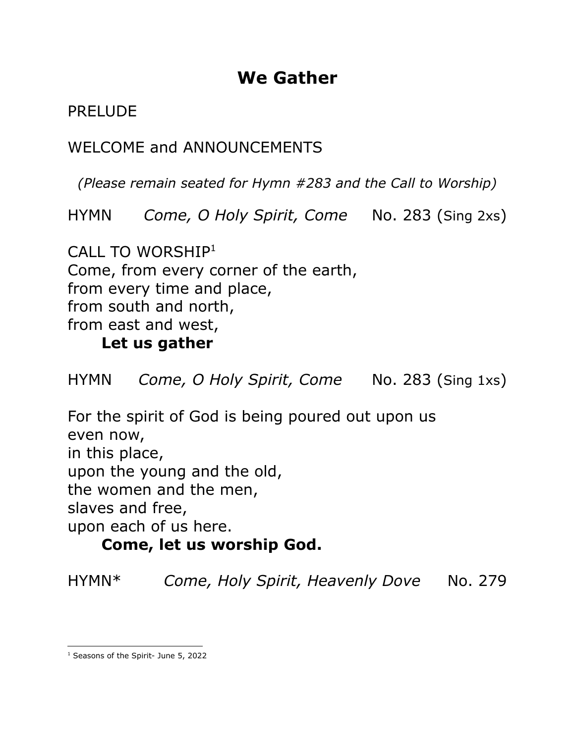# We Gather

PRELUDE

WELCOME and ANNOUNCEMENTS

*(Please remain seated for Hymn #283 and the Call to Worship)*

HYMN *Come, O Holy Spirit, Come* No. 283 (Sing 2xs)

CALL TO WORSHIP[1]
Come, from every corner of the earth,
from every time and place,
from south and north,
from east and west,
**Let us gather**

HYMN *Come, O Holy Spirit, Come* No. 283 (Sing 1xs)

For the spirit of God is being poured out upon us
even now,
in this place,
upon the young and the old,
the women and the men,
slaves and free,
upon each of us here.
**Come, let us worship God.**

HYMN* *Come, Holy Spirit, Heavenly Dove* No. 279

---

[1] Seasons of the Spirit- June 5, 2022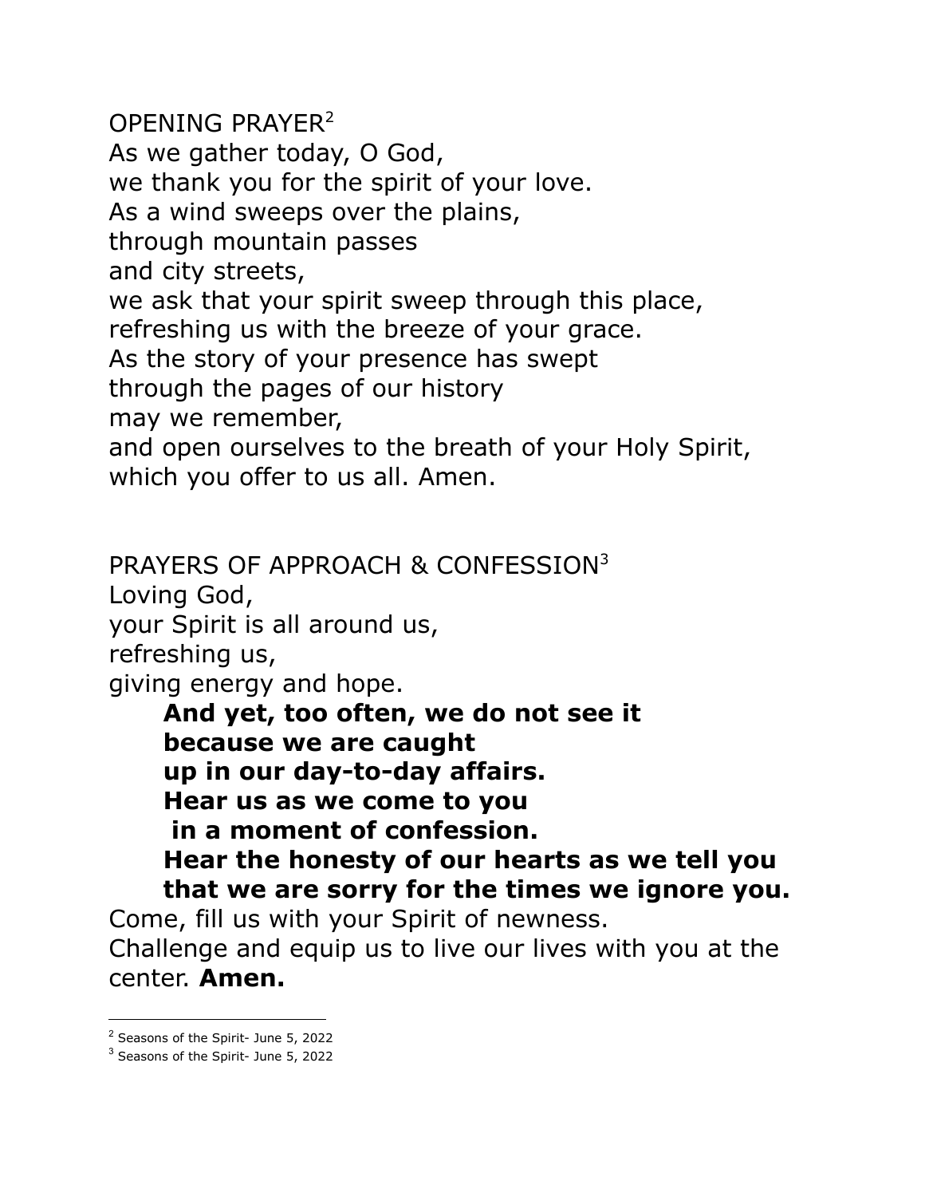OPENING PRAYER[2]

As we gather today, O God,
we thank you for the spirit of your love.
As a wind sweeps over the plains,
through mountain passes
and city streets,
we ask that your spirit sweep through this place,
refreshing us with the breeze of your grace.
As the story of your presence has swept
through the pages of our history
may we remember,
and open ourselves to the breath of your Holy Spirit,
which you offer to us all. Amen.

PRAYERS OF APPROACH & CONFESSION[3]

Loving God,
your Spirit is all around us,
refreshing us,
giving energy and hope.

> **And yet, too often, we do not see it**
> **because we are caught**
> **up in our day-to-day affairs.**
> **Hear us as we come to you**
> **in a moment of confession.**
> **Hear the honesty of our hearts as we tell you**
> **that we are sorry for the times we ignore you.**

Come, fill us with your Spirit of newness.
Challenge and equip us to live our lives with you at the center. **Amen.**

---

[2] Seasons of the Spirit- June 5, 2022

[3] Seasons of the Spirit- June 5, 2022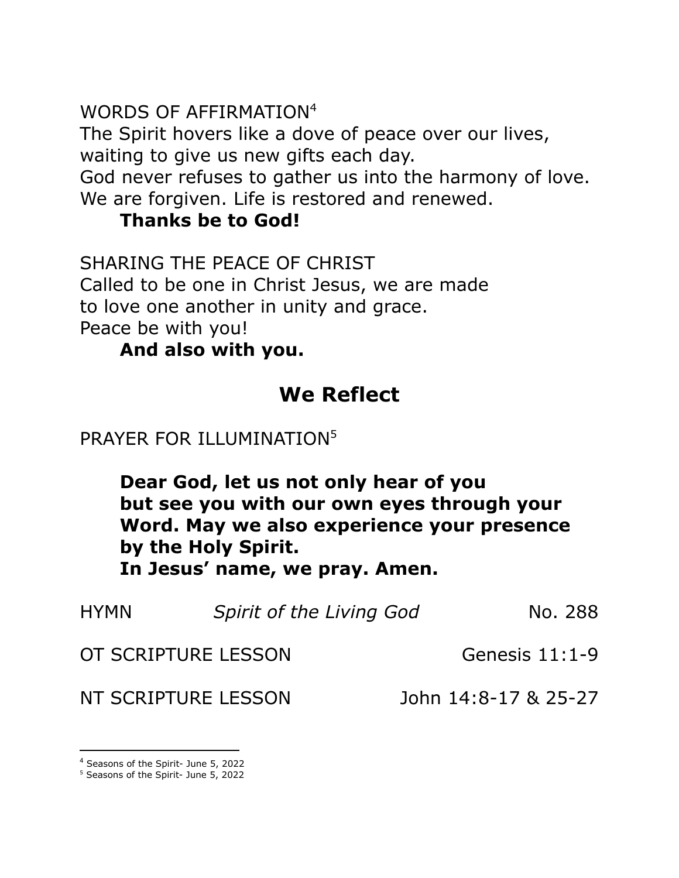WORDS OF AFFIRMATION[4]
The Spirit hovers like a dove of peace over our lives,
waiting to give us new gifts each day.
God never refuses to gather us into the harmony of love.
We are forgiven. Life is restored and renewed.

**Thanks be to God!**

SHARING THE PEACE OF CHRIST
Called to be one in Christ Jesus, we are made
to love one another in unity and grace.
Peace be with you!

**And also with you.**

## We Reflect

PRAYER FOR ILLUMINATION[5]

**Dear God, let us not only hear of you but see you with our own eyes through your Word. May we also experience your presence by the Holy Spirit.**
**In Jesus' name, we pray. Amen.**

HYMN *Spirit of the Living God* No. 288

OT SCRIPTURE LESSON Genesis 11:1-9

NT SCRIPTURE LESSON John 14:8-17 & 25-27

---

[4] Seasons of the Spirit- June 5, 2022
[5] Seasons of the Spirit- June 5, 2022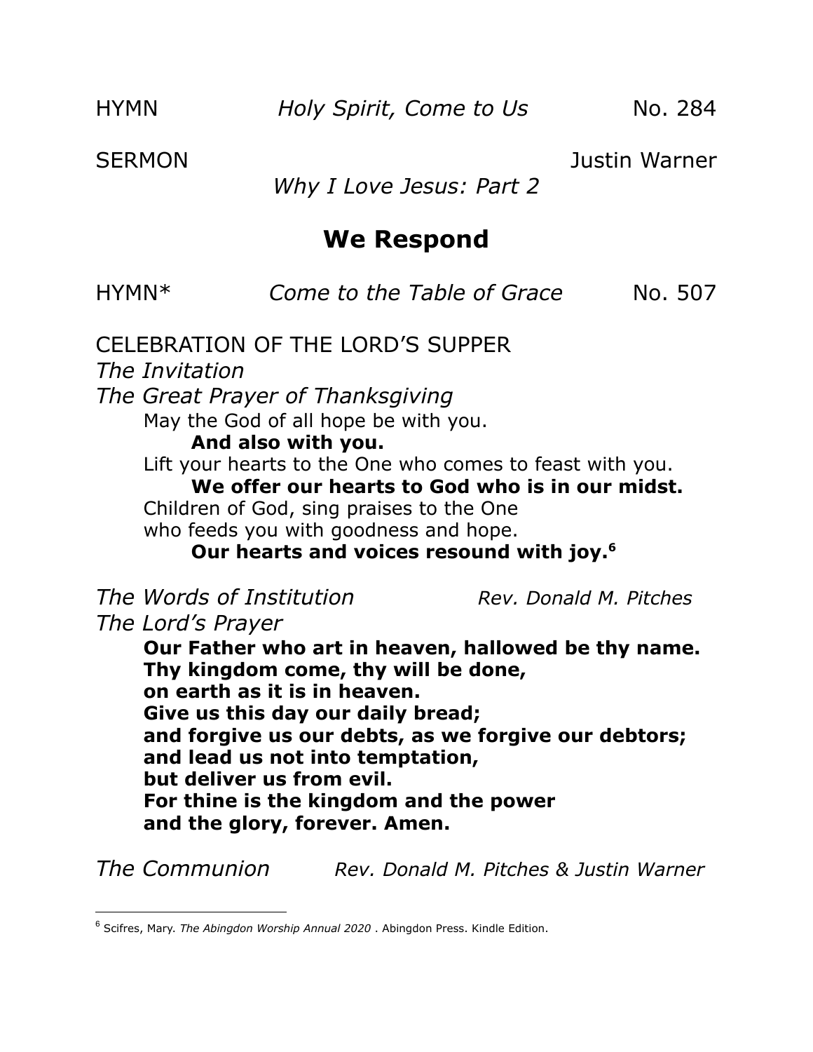HYMN *Holy Spirit, Come to Us* No. 284

SERMON Justin Warner

*Why I Love Jesus: Part 2*

## We Respond

HYMN* *Come to the Table of Grace* No. 507

CELEBRATION OF THE LORD'S SUPPER

*The Invitation*

*The Great Prayer of Thanksgiving*

May the God of all hope be with you.

**And also with you.**

Lift your hearts to the One who comes to feast with you.

**We offer our hearts to God who is in our midst.**

Children of God, sing praises to the One
who feeds you with goodness and hope.

**Our hearts and voices resound with joy.**[6]

*The Words of Institution* *Rev. Donald M. Pitches*

*The Lord's Prayer*

**Our Father who art in heaven, hallowed be thy name.**
**Thy kingdom come, thy will be done,**
**on earth as it is in heaven.**
**Give us this day our daily bread;**
**and forgive us our debts, as we forgive our debtors;**
**and lead us not into temptation,**
**but deliver us from evil.**
**For thine is the kingdom and the power**
**and the glory, forever. Amen.**

*The Communion* *Rev. Donald M. Pitches & Justin Warner*

---

[6] Scifres, Mary. *The Abingdon Worship Annual 2020* . Abingdon Press. Kindle Edition.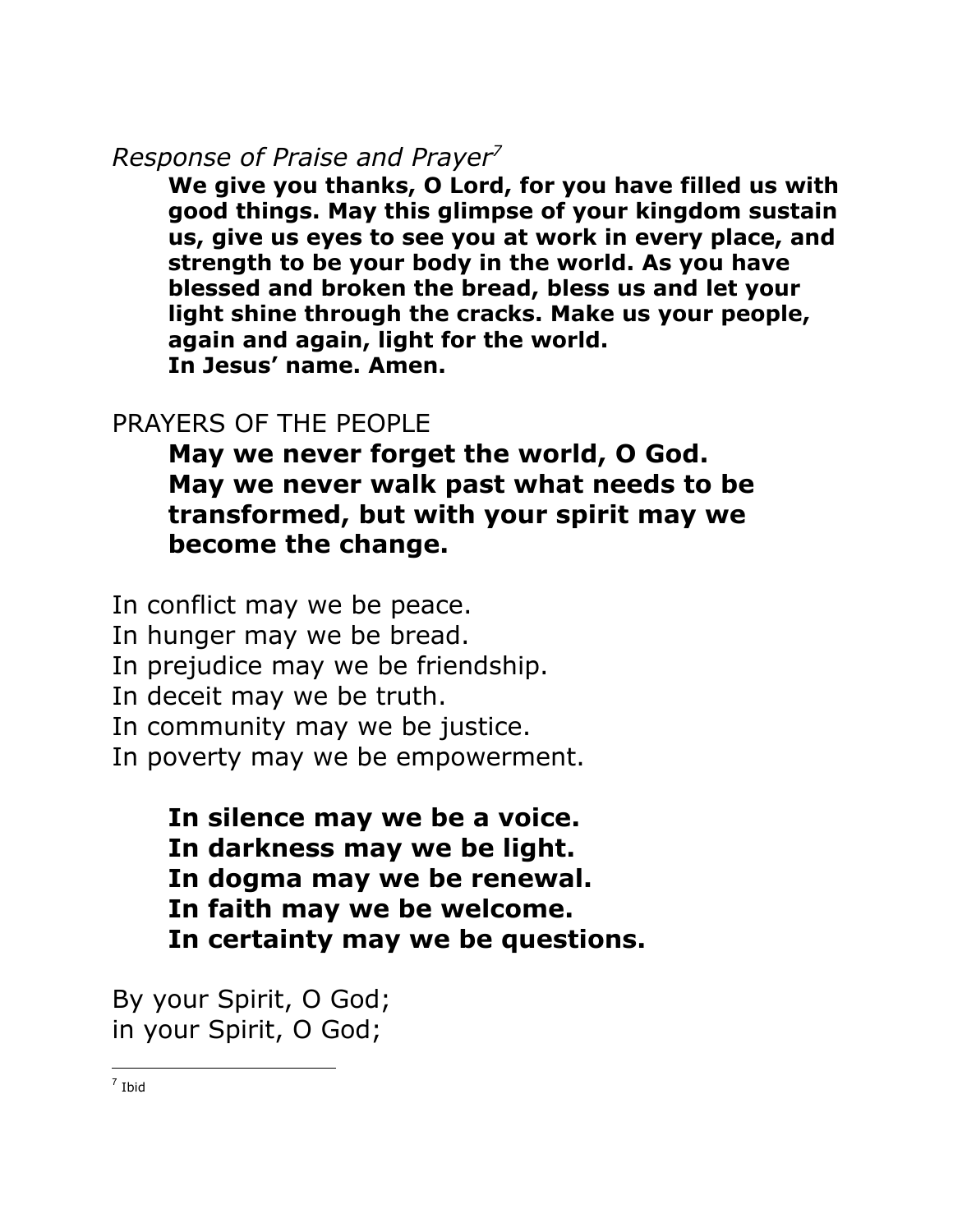*Response of Praise and Prayer*[7]

**We give you thanks, O Lord, for you have filled us with good things. May this glimpse of your kingdom sustain us, give us eyes to see you at work in every place, and strength to be your body in the world. As you have blessed and broken the bread, bless us and let your light shine through the cracks. Make us your people, again and again, light for the world.**
**In Jesus' name. Amen.**

PRAYERS OF THE PEOPLE

**May we never forget the world, O God.**
**May we never walk past what needs to be transformed, but with your spirit may we become the change.**

In conflict may we be peace.
In hunger may we be bread.
In prejudice may we be friendship.
In deceit may we be truth.
In community may we be justice.
In poverty may we be empowerment.

**In silence may we be a voice.**
**In darkness may we be light.**
**In dogma may we be renewal.**
**In faith may we be welcome.**
**In certainty may we be questions.**

By your Spirit, O God;
in your Spirit, O God;

---

[7] Ibid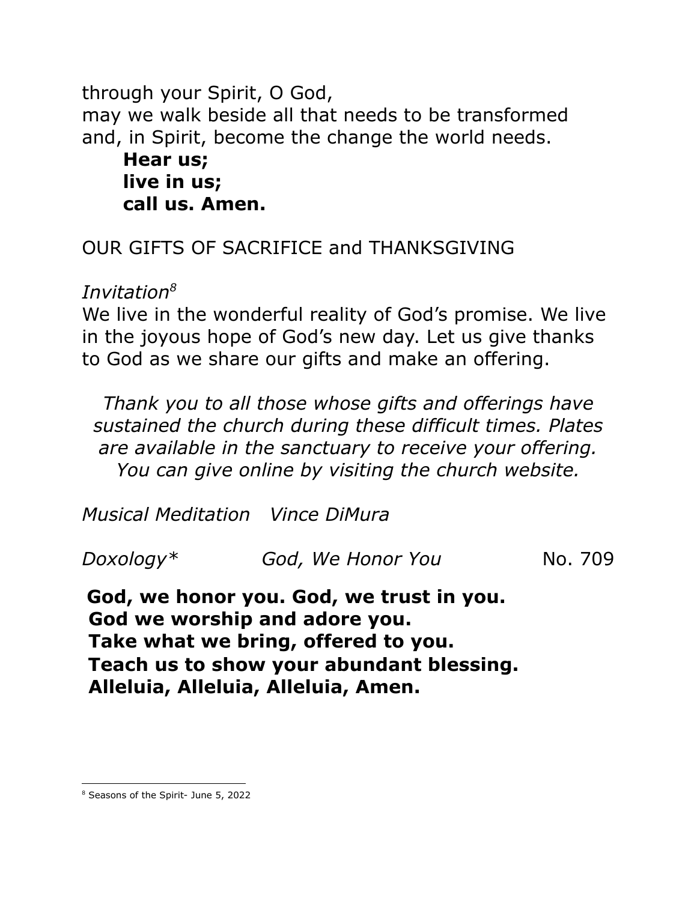through your Spirit, O God,
may we walk beside all that needs to be transformed
and, in Spirit, become the change the world needs.

**Hear us;**
**live in us;**
**call us. Amen.**

OUR GIFTS OF SACRIFICE and THANKSGIVING

*Invitation*[8]

We live in the wonderful reality of God's promise. We live in the joyous hope of God's new day. Let us give thanks to God as we share our gifts and make an offering.

*Thank you to all those whose gifts and offerings have sustained the church during these difficult times. Plates are available in the sanctuary to receive your offering. You can give online by visiting the church website.*

*Musical Meditation* *Vince DiMura*

*Doxology\** *God, We Honor You* No. 709

**God, we honor you. God, we trust in you.**
**God we worship and adore you.**
**Take what we bring, offered to you.**
**Teach us to show your abundant blessing.**
**Alleluia, Alleluia, Alleluia, Amen.**

---

[8] Seasons of the Spirit- June 5, 2022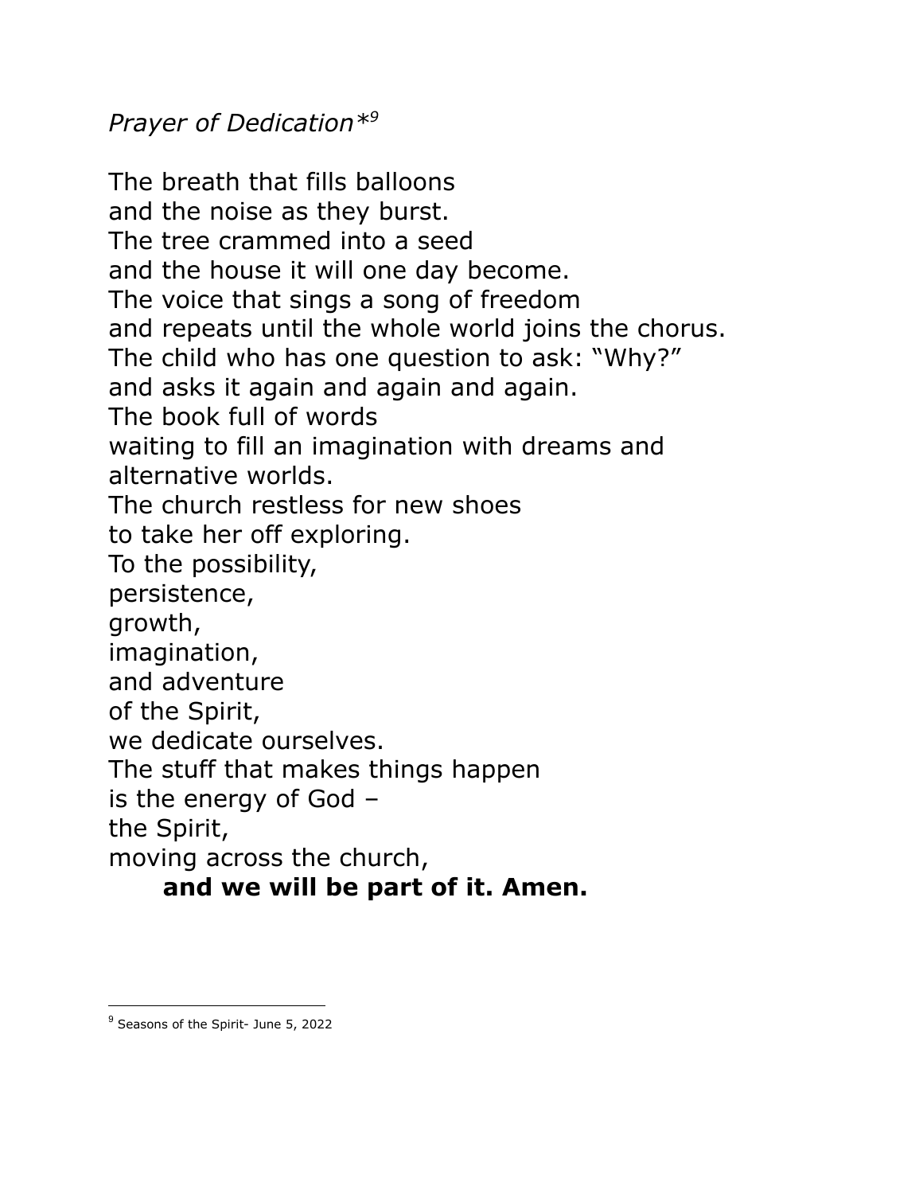*Prayer of Dedication**[9]

The breath that fills balloons  
and the noise as they burst.  
The tree crammed into a seed  
and the house it will one day become.  
The voice that sings a song of freedom  
and repeats until the whole world joins the chorus.  
The child who has one question to ask: “Why?”  
and asks it again and again and again.  
The book full of words  
waiting to fill an imagination with dreams and alternative worlds.  
The church restless for new shoes  
to take her off exploring.  
To the possibility,  
persistence,  
growth,  
imagination,  
and adventure  
of the Spirit,  
we dedicate ourselves.  
The stuff that makes things happen  
is the energy of God –  
the Spirit,  
moving across the church,  
**and we will be part of it. Amen.**

---

[9] Seasons of the Spirit- June 5, 2022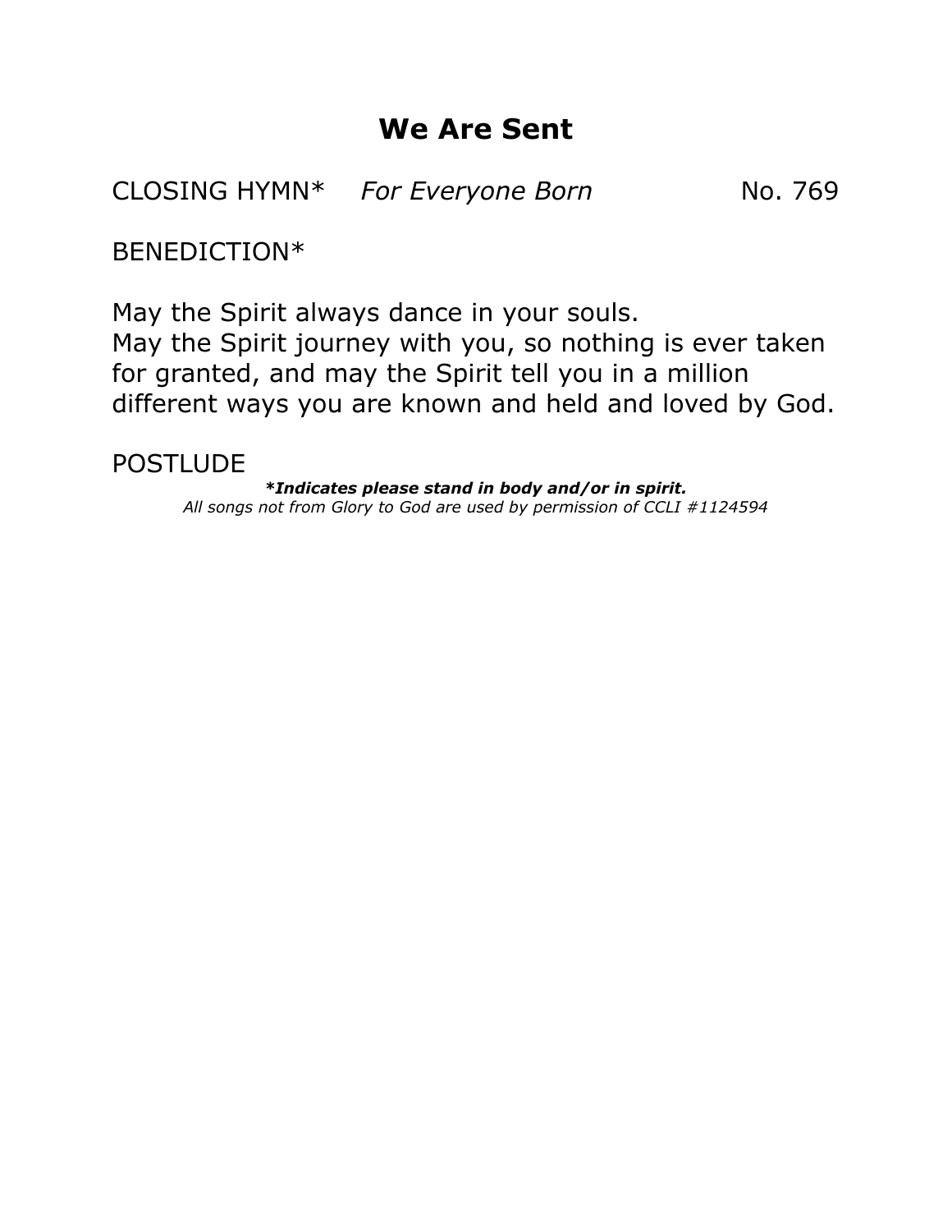# We Are Sent

CLOSING HYMN* *For Everyone Born* No. 769

BENEDICTION*

May the Spirit always dance in your souls.
May the Spirit journey with you, so nothing is ever taken for granted, and may the Spirit tell you in a million different ways you are known and held and loved by God.

POSTLUDE

***Indicates please stand in body and/or in spirit.***

*All songs not from Glory to God are used by permission of CCLI #1124594*